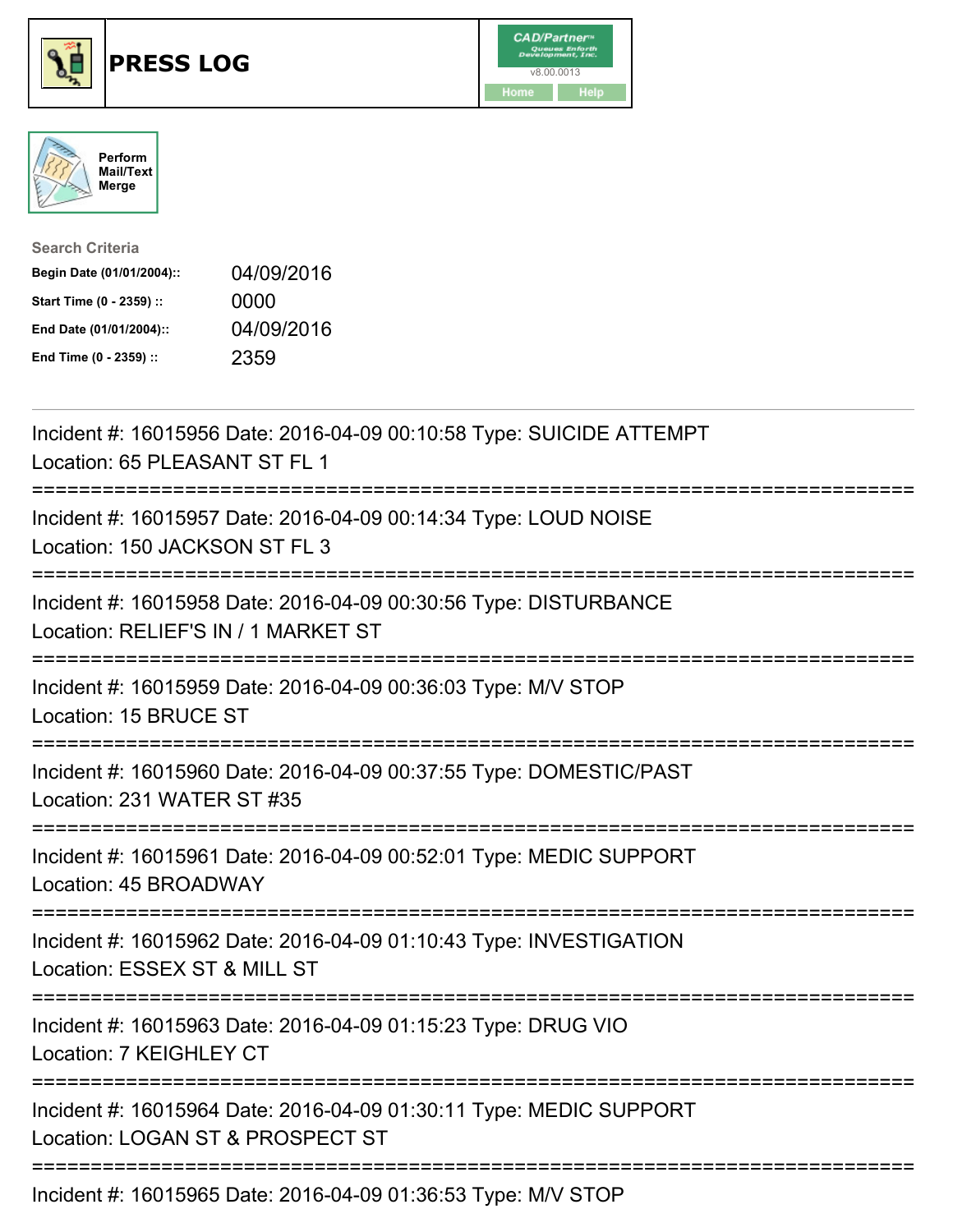# PRESS LOG

Perform Mail/Text Merge

**Search Criteria**

| | |
|---|---|
| **Begin Date (01/01/2004)::** | 04/09/2016 |
| **Start Time (0 - 2359) ::** | 0000 |
| **End Date (01/01/2004)::** | 04/09/2016 |
| **End Time (0 - 2359) ::** | 2359 |

---

Incident #: 16015956 Date: 2016-04-09 00:10:58 Type: SUICIDE ATTEMPT
Location: 65 PLEASANT ST FL 1

===========================================================================

Incident #: 16015957 Date: 2016-04-09 00:14:34 Type: LOUD NOISE
Location: 150 JACKSON ST FL 3

===========================================================================

Incident #: 16015958 Date: 2016-04-09 00:30:56 Type: DISTURBANCE
Location: RELIEF'S IN / 1 MARKET ST

===========================================================================

Incident #: 16015959 Date: 2016-04-09 00:36:03 Type: M/V STOP
Location: 15 BRUCE ST

===========================================================================

Incident #: 16015960 Date: 2016-04-09 00:37:55 Type: DOMESTIC/PAST
Location: 231 WATER ST #35

===========================================================================

Incident #: 16015961 Date: 2016-04-09 00:52:01 Type: MEDIC SUPPORT
Location: 45 BROADWAY

===========================================================================

Incident #: 16015962 Date: 2016-04-09 01:10:43 Type: INVESTIGATION
Location: ESSEX ST & MILL ST

===========================================================================

Incident #: 16015963 Date: 2016-04-09 01:15:23 Type: DRUG VIO
Location: 7 KEIGHLEY CT

===========================================================================

Incident #: 16015964 Date: 2016-04-09 01:30:11 Type: MEDIC SUPPORT
Location: LOGAN ST & PROSPECT ST

===========================================================================

Incident #: 16015965 Date: 2016-04-09 01:36:53 Type: M/V STOP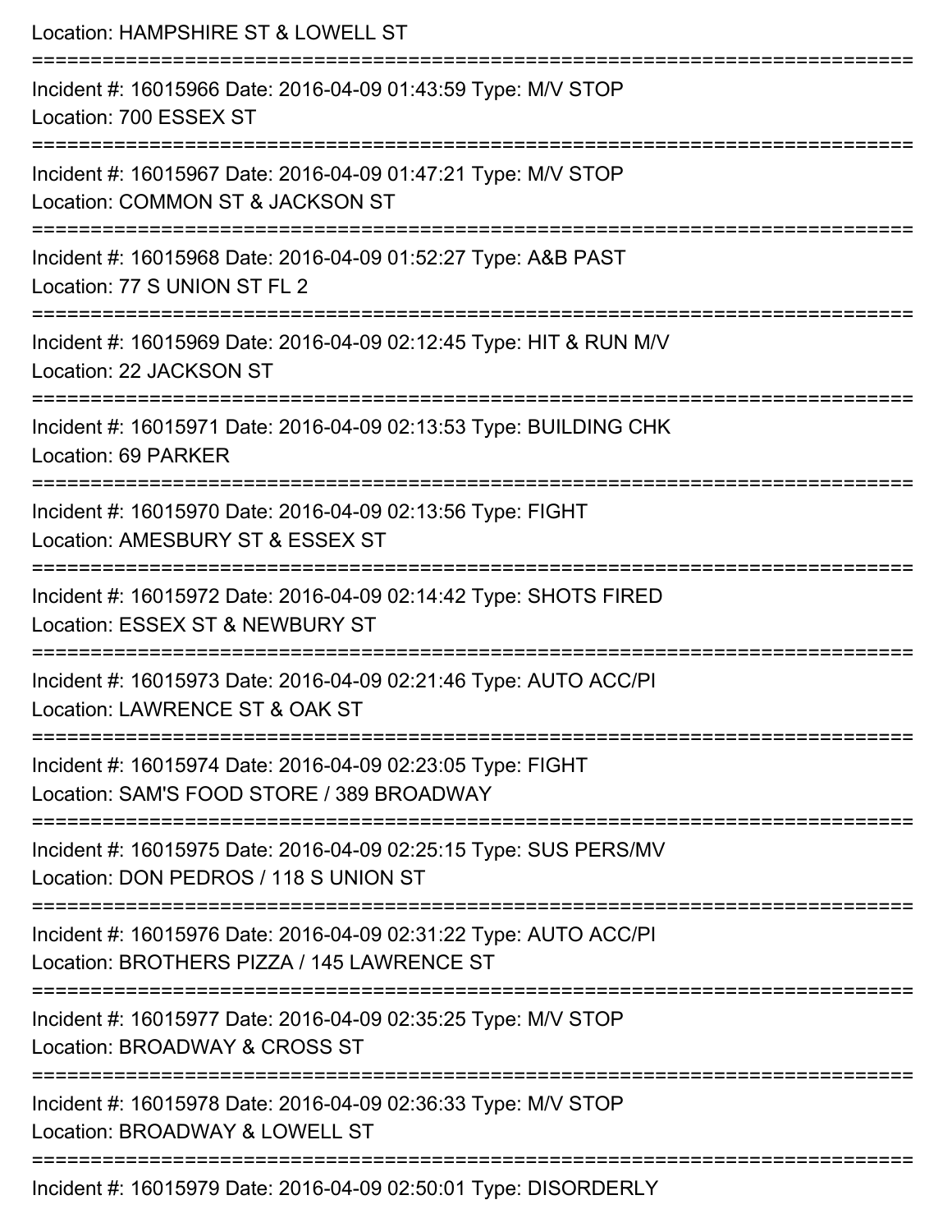Location: HAMPSHIRE ST & LOWELL ST

===========================================================================

Incident #: 16015966 Date: 2016-04-09 01:43:59 Type: M/V STOP
Location: 700 ESSEX ST

===========================================================================

Incident #: 16015967 Date: 2016-04-09 01:47:21 Type: M/V STOP
Location: COMMON ST & JACKSON ST

===========================================================================

Incident #: 16015968 Date: 2016-04-09 01:52:27 Type: A&B PAST
Location: 77 S UNION ST FL 2

===========================================================================

Incident #: 16015969 Date: 2016-04-09 02:12:45 Type: HIT & RUN M/V
Location: 22 JACKSON ST

===========================================================================

Incident #: 16015971 Date: 2016-04-09 02:13:53 Type: BUILDING CHK
Location: 69 PARKER

===========================================================================

Incident #: 16015970 Date: 2016-04-09 02:13:56 Type: FIGHT
Location: AMESBURY ST & ESSEX ST

===========================================================================

Incident #: 16015972 Date: 2016-04-09 02:14:42 Type: SHOTS FIRED
Location: ESSEX ST & NEWBURY ST

===========================================================================

Incident #: 16015973 Date: 2016-04-09 02:21:46 Type: AUTO ACC/PI
Location: LAWRENCE ST & OAK ST

===========================================================================

Incident #: 16015974 Date: 2016-04-09 02:23:05 Type: FIGHT
Location: SAM'S FOOD STORE / 389 BROADWAY

===========================================================================

Incident #: 16015975 Date: 2016-04-09 02:25:15 Type: SUS PERS/MV
Location: DON PEDROS / 118 S UNION ST

===========================================================================

Incident #: 16015976 Date: 2016-04-09 02:31:22 Type: AUTO ACC/PI
Location: BROTHERS PIZZA / 145 LAWRENCE ST

===========================================================================

Incident #: 16015977 Date: 2016-04-09 02:35:25 Type: M/V STOP
Location: BROADWAY & CROSS ST

===========================================================================

Incident #: 16015978 Date: 2016-04-09 02:36:33 Type: M/V STOP
Location: BROADWAY & LOWELL ST

===========================================================================

Incident #: 16015979 Date: 2016-04-09 02:50:01 Type: DISORDERLY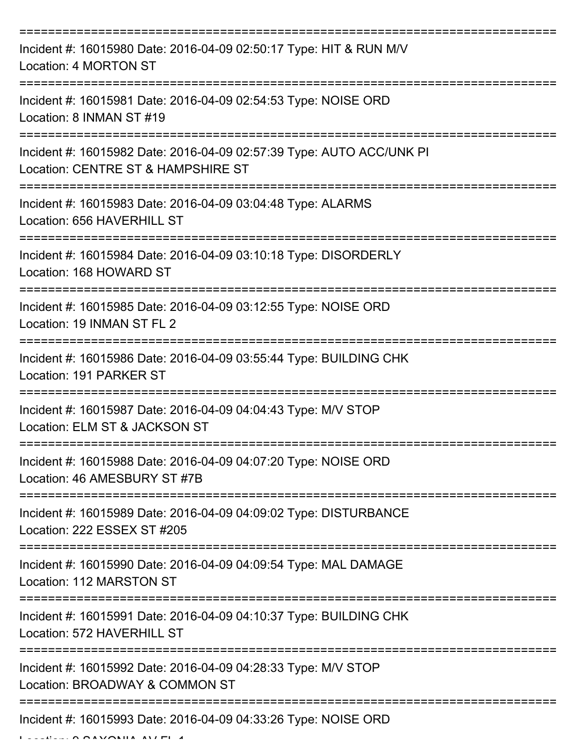===========================================================================
Incident #: 16015980 Date: 2016-04-09 02:50:17 Type: HIT & RUN M/V
Location: 4 MORTON ST
===========================================================================
Incident #: 16015981 Date: 2016-04-09 02:54:53 Type: NOISE ORD
Location: 8 INMAN ST #19
===========================================================================
Incident #: 16015982 Date: 2016-04-09 02:57:39 Type: AUTO ACC/UNK PI
Location: CENTRE ST & HAMPSHIRE ST
===========================================================================
Incident #: 16015983 Date: 2016-04-09 03:04:48 Type: ALARMS
Location: 656 HAVERHILL ST
===========================================================================
Incident #: 16015984 Date: 2016-04-09 03:10:18 Type: DISORDERLY
Location: 168 HOWARD ST
===========================================================================
Incident #: 16015985 Date: 2016-04-09 03:12:55 Type: NOISE ORD
Location: 19 INMAN ST FL 2
===========================================================================
Incident #: 16015986 Date: 2016-04-09 03:55:44 Type: BUILDING CHK
Location: 191 PARKER ST
===========================================================================
Incident #: 16015987 Date: 2016-04-09 04:04:43 Type: M/V STOP
Location: ELM ST & JACKSON ST
===========================================================================
Incident #: 16015988 Date: 2016-04-09 04:07:20 Type: NOISE ORD
Location: 46 AMESBURY ST #7B
===========================================================================
Incident #: 16015989 Date: 2016-04-09 04:09:02 Type: DISTURBANCE
Location: 222 ESSEX ST #205
===========================================================================
Incident #: 16015990 Date: 2016-04-09 04:09:54 Type: MAL DAMAGE
Location: 112 MARSTON ST
===========================================================================
Incident #: 16015991 Date: 2016-04-09 04:10:37 Type: BUILDING CHK
Location: 572 HAVERHILL ST
===========================================================================
Incident #: 16015992 Date: 2016-04-09 04:28:33 Type: M/V STOP
Location: BROADWAY & COMMON ST
===========================================================================
Incident #: 16015993 Date: 2016-04-09 04:33:26 Type: NOISE ORD
Location: 9 SAXONIA AV FL 1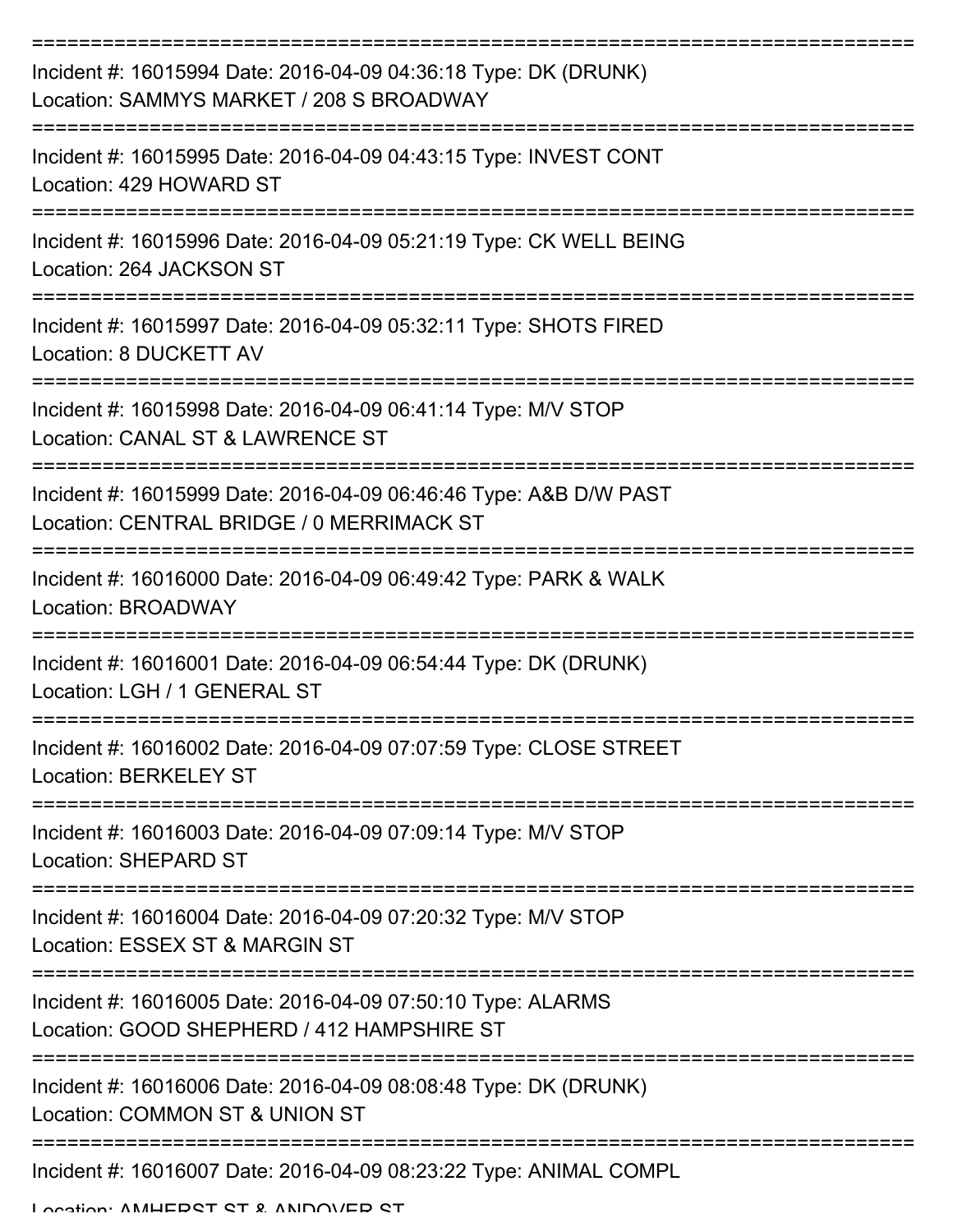===========================================================================

Incident #: 16015994 Date: 2016-04-09 04:36:18 Type: DK (DRUNK)
Location: SAMMYS MARKET / 208 S BROADWAY

===========================================================================

Incident #: 16015995 Date: 2016-04-09 04:43:15 Type: INVEST CONT
Location: 429 HOWARD ST

===========================================================================

Incident #: 16015996 Date: 2016-04-09 05:21:19 Type: CK WELL BEING
Location: 264 JACKSON ST

===========================================================================

Incident #: 16015997 Date: 2016-04-09 05:32:11 Type: SHOTS FIRED
Location: 8 DUCKETT AV

===========================================================================

Incident #: 16015998 Date: 2016-04-09 06:41:14 Type: M/V STOP
Location: CANAL ST & LAWRENCE ST

===========================================================================

Incident #: 16015999 Date: 2016-04-09 06:46:46 Type: A&B D/W PAST
Location: CENTRAL BRIDGE / 0 MERRIMACK ST

===========================================================================

Incident #: 16016000 Date: 2016-04-09 06:49:42 Type: PARK & WALK
Location: BROADWAY

===========================================================================

Incident #: 16016001 Date: 2016-04-09 06:54:44 Type: DK (DRUNK)
Location: LGH / 1 GENERAL ST

===========================================================================

Incident #: 16016002 Date: 2016-04-09 07:07:59 Type: CLOSE STREET
Location: BERKELEY ST

===========================================================================

Incident #: 16016003 Date: 2016-04-09 07:09:14 Type: M/V STOP
Location: SHEPARD ST

===========================================================================

Incident #: 16016004 Date: 2016-04-09 07:20:32 Type: M/V STOP
Location: ESSEX ST & MARGIN ST

===========================================================================

Incident #: 16016005 Date: 2016-04-09 07:50:10 Type: ALARMS
Location: GOOD SHEPHERD / 412 HAMPSHIRE ST

===========================================================================

Incident #: 16016006 Date: 2016-04-09 08:08:48 Type: DK (DRUNK)
Location: COMMON ST & UNION ST

===========================================================================

Incident #: 16016007 Date: 2016-04-09 08:23:22 Type: ANIMAL COMPL
Location: AMHERST ST & ANDOVER ST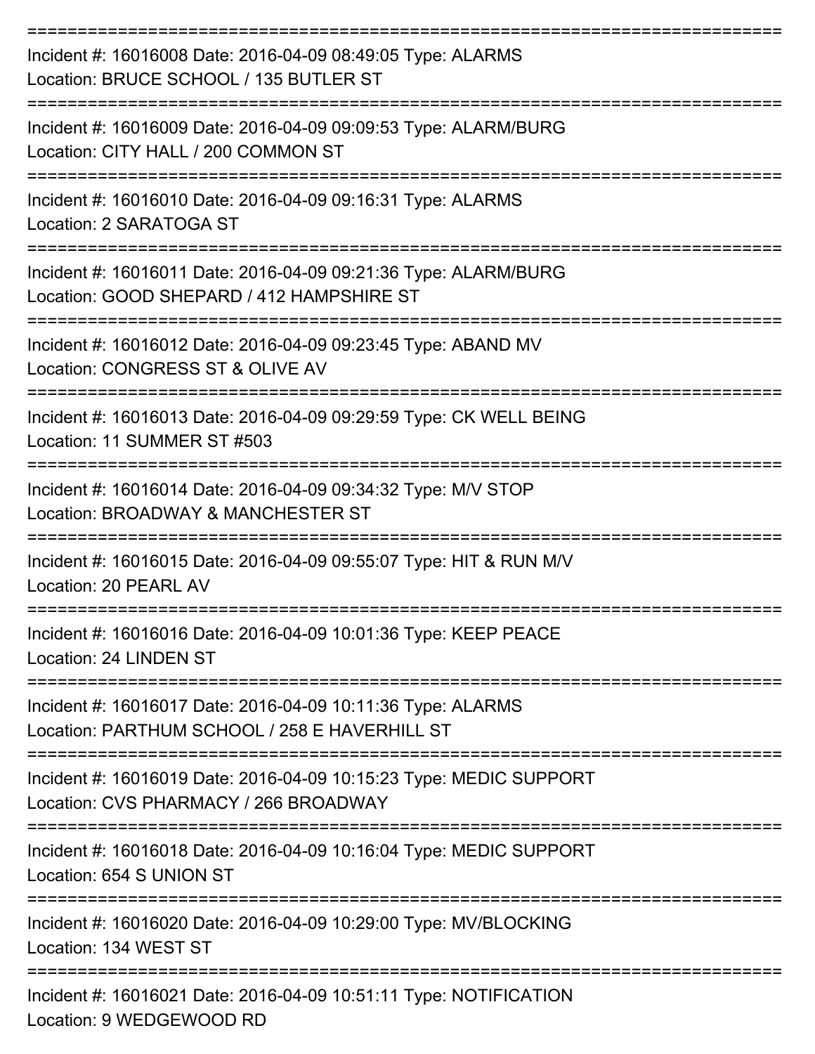===========================================================================

Incident #: 16016008 Date: 2016-04-09 08:49:05 Type: ALARMS
Location: BRUCE SCHOOL / 135 BUTLER ST

===========================================================================

Incident #: 16016009 Date: 2016-04-09 09:09:53 Type: ALARM/BURG
Location: CITY HALL / 200 COMMON ST

===========================================================================

Incident #: 16016010 Date: 2016-04-09 09:16:31 Type: ALARMS
Location: 2 SARATOGA ST

===========================================================================

Incident #: 16016011 Date: 2016-04-09 09:21:36 Type: ALARM/BURG
Location: GOOD SHEPARD / 412 HAMPSHIRE ST

===========================================================================

Incident #: 16016012 Date: 2016-04-09 09:23:45 Type: ABAND MV
Location: CONGRESS ST & OLIVE AV

===========================================================================

Incident #: 16016013 Date: 2016-04-09 09:29:59 Type: CK WELL BEING
Location: 11 SUMMER ST #503

===========================================================================

Incident #: 16016014 Date: 2016-04-09 09:34:32 Type: M/V STOP
Location: BROADWAY & MANCHESTER ST

===========================================================================

Incident #: 16016015 Date: 2016-04-09 09:55:07 Type: HIT & RUN M/V
Location: 20 PEARL AV

===========================================================================

Incident #: 16016016 Date: 2016-04-09 10:01:36 Type: KEEP PEACE
Location: 24 LINDEN ST

===========================================================================

Incident #: 16016017 Date: 2016-04-09 10:11:36 Type: ALARMS
Location: PARTHUM SCHOOL / 258 E HAVERHILL ST

===========================================================================

Incident #: 16016019 Date: 2016-04-09 10:15:23 Type: MEDIC SUPPORT
Location: CVS PHARMACY / 266 BROADWAY

===========================================================================

Incident #: 16016018 Date: 2016-04-09 10:16:04 Type: MEDIC SUPPORT
Location: 654 S UNION ST

===========================================================================

Incident #: 16016020 Date: 2016-04-09 10:29:00 Type: MV/BLOCKING
Location: 134 WEST ST

===========================================================================

Incident #: 16016021 Date: 2016-04-09 10:51:11 Type: NOTIFICATION
Location: 9 WEDGEWOOD RD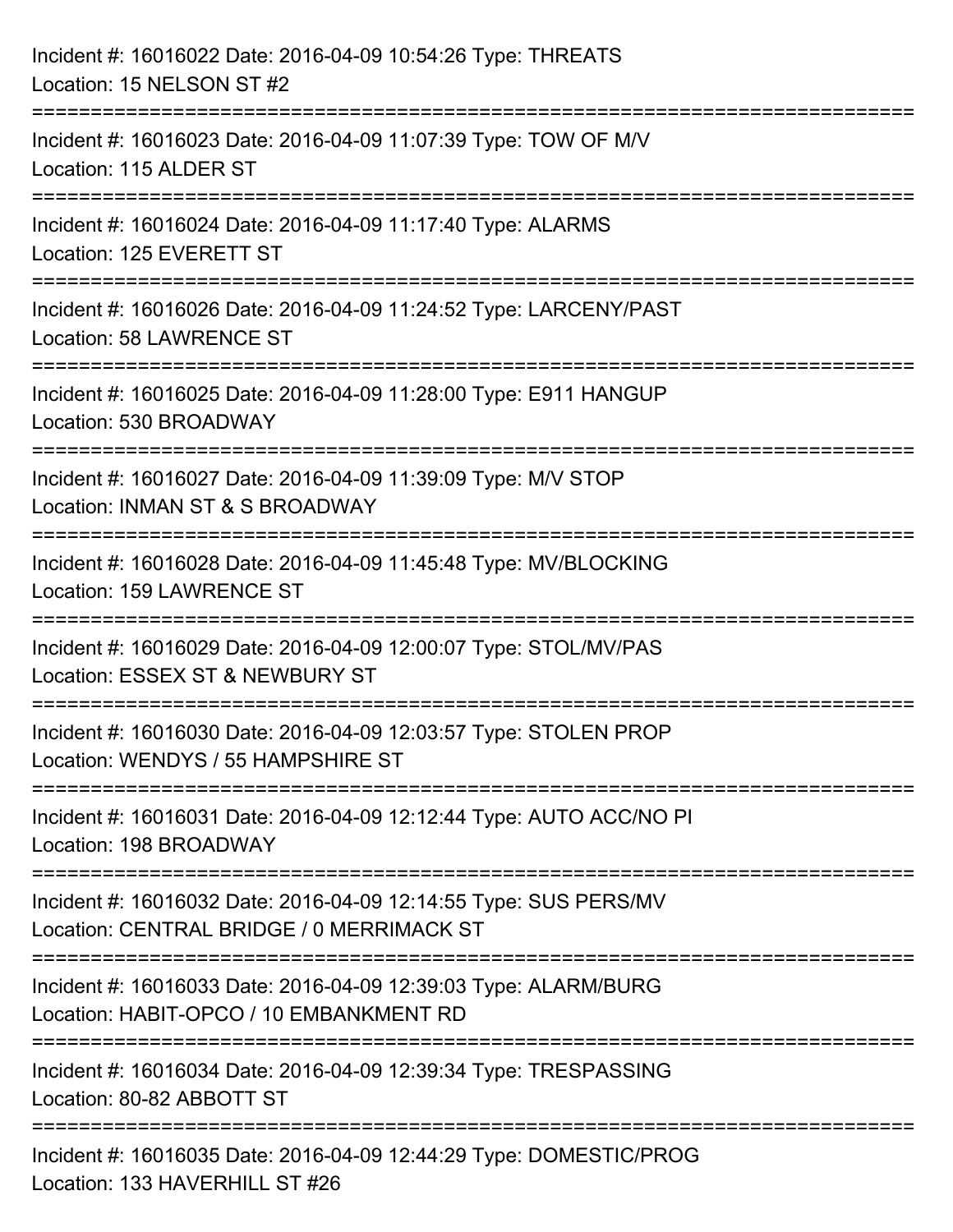Incident #: 16016022 Date: 2016-04-09 10:54:26 Type: THREATS
Location: 15 NELSON ST #2

===========================================================================

Incident #: 16016023 Date: 2016-04-09 11:07:39 Type: TOW OF M/V
Location: 115 ALDER ST

===========================================================================

Incident #: 16016024 Date: 2016-04-09 11:17:40 Type: ALARMS
Location: 125 EVERETT ST

===========================================================================

Incident #: 16016026 Date: 2016-04-09 11:24:52 Type: LARCENY/PAST
Location: 58 LAWRENCE ST

===========================================================================

Incident #: 16016025 Date: 2016-04-09 11:28:00 Type: E911 HANGUP
Location: 530 BROADWAY

===========================================================================

Incident #: 16016027 Date: 2016-04-09 11:39:09 Type: M/V STOP
Location: INMAN ST & S BROADWAY

===========================================================================

Incident #: 16016028 Date: 2016-04-09 11:45:48 Type: MV/BLOCKING
Location: 159 LAWRENCE ST

===========================================================================

Incident #: 16016029 Date: 2016-04-09 12:00:07 Type: STOL/MV/PAS
Location: ESSEX ST & NEWBURY ST

===========================================================================

Incident #: 16016030 Date: 2016-04-09 12:03:57 Type: STOLEN PROP
Location: WENDYS / 55 HAMPSHIRE ST

===========================================================================

Incident #: 16016031 Date: 2016-04-09 12:12:44 Type: AUTO ACC/NO PI
Location: 198 BROADWAY

===========================================================================

Incident #: 16016032 Date: 2016-04-09 12:14:55 Type: SUS PERS/MV
Location: CENTRAL BRIDGE / 0 MERRIMACK ST

===========================================================================

Incident #: 16016033 Date: 2016-04-09 12:39:03 Type: ALARM/BURG
Location: HABIT-OPCO / 10 EMBANKMENT RD

===========================================================================

Incident #: 16016034 Date: 2016-04-09 12:39:34 Type: TRESPASSING
Location: 80-82 ABBOTT ST

===========================================================================

Incident #: 16016035 Date: 2016-04-09 12:44:29 Type: DOMESTIC/PROG
Location: 133 HAVERHILL ST #26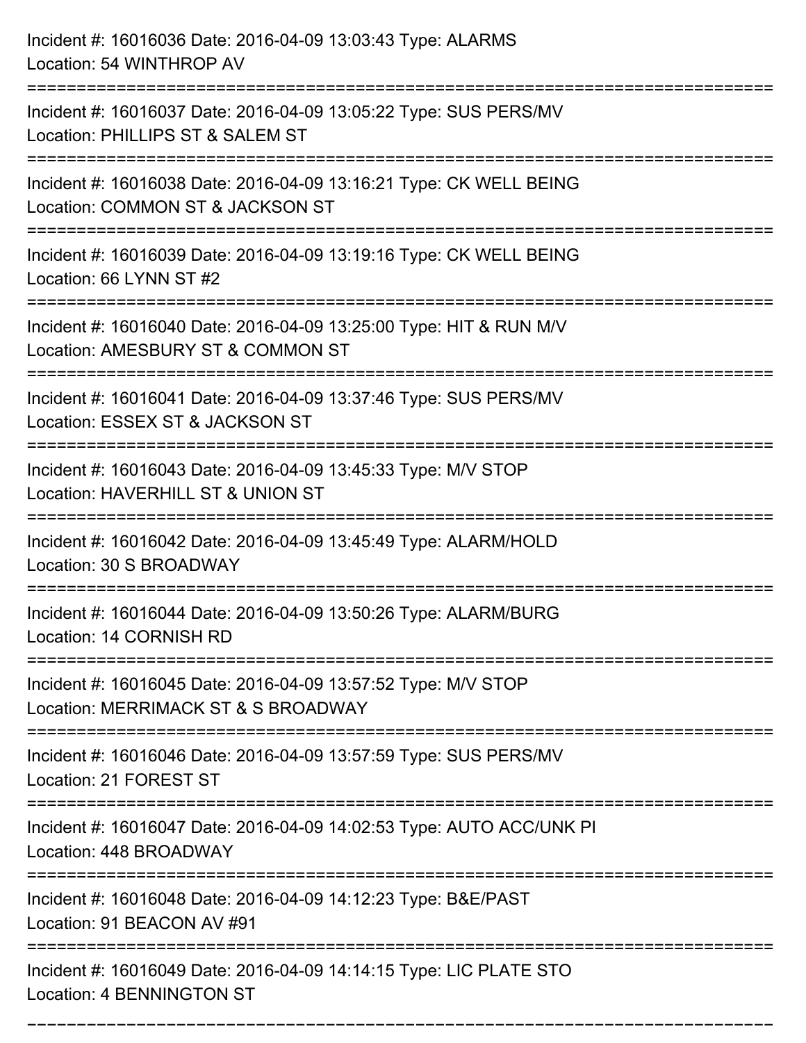Incident #: 16016036 Date: 2016-04-09 13:03:43 Type: ALARMS
Location: 54 WINTHROP AV

===========================================================================

Incident #: 16016037 Date: 2016-04-09 13:05:22 Type: SUS PERS/MV
Location: PHILLIPS ST & SALEM ST

===========================================================================

Incident #: 16016038 Date: 2016-04-09 13:16:21 Type: CK WELL BEING
Location: COMMON ST & JACKSON ST

===========================================================================

Incident #: 16016039 Date: 2016-04-09 13:19:16 Type: CK WELL BEING
Location: 66 LYNN ST #2

===========================================================================

Incident #: 16016040 Date: 2016-04-09 13:25:00 Type: HIT & RUN M/V
Location: AMESBURY ST & COMMON ST

===========================================================================

Incident #: 16016041 Date: 2016-04-09 13:37:46 Type: SUS PERS/MV
Location: ESSEX ST & JACKSON ST

===========================================================================

Incident #: 16016043 Date: 2016-04-09 13:45:33 Type: M/V STOP
Location: HAVERHILL ST & UNION ST

===========================================================================

Incident #: 16016042 Date: 2016-04-09 13:45:49 Type: ALARM/HOLD
Location: 30 S BROADWAY

===========================================================================

Incident #: 16016044 Date: 2016-04-09 13:50:26 Type: ALARM/BURG
Location: 14 CORNISH RD

===========================================================================

Incident #: 16016045 Date: 2016-04-09 13:57:52 Type: M/V STOP
Location: MERRIMACK ST & S BROADWAY

===========================================================================

Incident #: 16016046 Date: 2016-04-09 13:57:59 Type: SUS PERS/MV
Location: 21 FOREST ST

===========================================================================

Incident #: 16016047 Date: 2016-04-09 14:02:53 Type: AUTO ACC/UNK PI
Location: 448 BROADWAY

===========================================================================

Incident #: 16016048 Date: 2016-04-09 14:12:23 Type: B&E/PAST
Location: 91 BEACON AV #91

===========================================================================

Incident #: 16016049 Date: 2016-04-09 14:14:15 Type: LIC PLATE STO
Location: 4 BENNINGTON ST

===========================================================================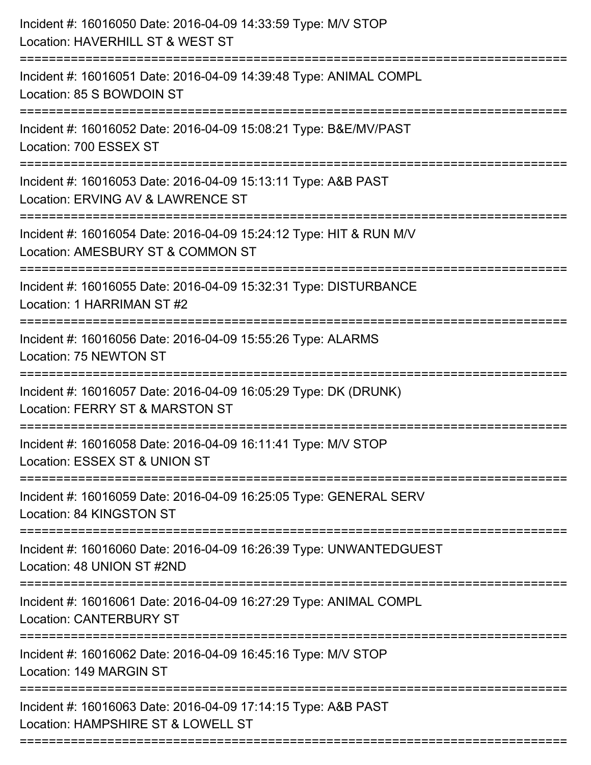Incident #: 16016050 Date: 2016-04-09 14:33:59 Type: M/V STOP
Location: HAVERHILL ST & WEST ST

===========================================================================

Incident #: 16016051 Date: 2016-04-09 14:39:48 Type: ANIMAL COMPL
Location: 85 S BOWDOIN ST

===========================================================================

Incident #: 16016052 Date: 2016-04-09 15:08:21 Type: B&E/MV/PAST
Location: 700 ESSEX ST

===========================================================================

Incident #: 16016053 Date: 2016-04-09 15:13:11 Type: A&B PAST
Location: ERVING AV & LAWRENCE ST

===========================================================================

Incident #: 16016054 Date: 2016-04-09 15:24:12 Type: HIT & RUN M/V
Location: AMESBURY ST & COMMON ST

===========================================================================

Incident #: 16016055 Date: 2016-04-09 15:32:31 Type: DISTURBANCE
Location: 1 HARRIMAN ST #2

===========================================================================

Incident #: 16016056 Date: 2016-04-09 15:55:26 Type: ALARMS
Location: 75 NEWTON ST

===========================================================================

Incident #: 16016057 Date: 2016-04-09 16:05:29 Type: DK (DRUNK)
Location: FERRY ST & MARSTON ST

===========================================================================

Incident #: 16016058 Date: 2016-04-09 16:11:41 Type: M/V STOP
Location: ESSEX ST & UNION ST

===========================================================================

Incident #: 16016059 Date: 2016-04-09 16:25:05 Type: GENERAL SERV
Location: 84 KINGSTON ST

===========================================================================

Incident #: 16016060 Date: 2016-04-09 16:26:39 Type: UNWANTEDGUEST
Location: 48 UNION ST #2ND

===========================================================================

Incident #: 16016061 Date: 2016-04-09 16:27:29 Type: ANIMAL COMPL
Location: CANTERBURY ST

===========================================================================

Incident #: 16016062 Date: 2016-04-09 16:45:16 Type: M/V STOP
Location: 149 MARGIN ST

===========================================================================

Incident #: 16016063 Date: 2016-04-09 17:14:15 Type: A&B PAST
Location: HAMPSHIRE ST & LOWELL ST

===========================================================================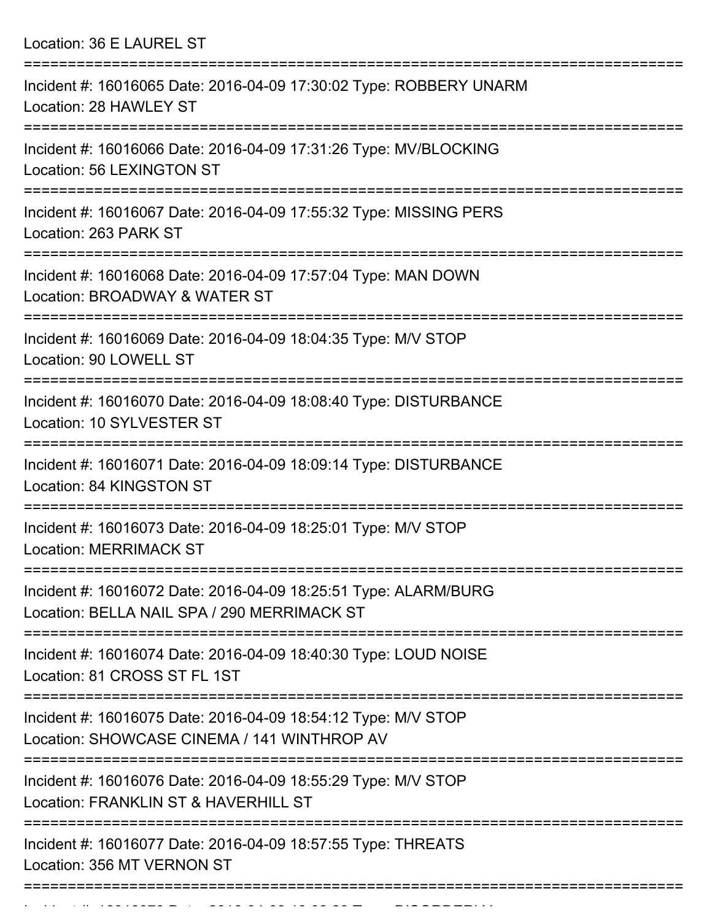Location: 36 E LAUREL ST

===========================================================================

Incident #: 16016065 Date: 2016-04-09 17:30:02 Type: ROBBERY UNARM
Location: 28 HAWLEY ST

===========================================================================

Incident #: 16016066 Date: 2016-04-09 17:31:26 Type: MV/BLOCKING
Location: 56 LEXINGTON ST

===========================================================================

Incident #: 16016067 Date: 2016-04-09 17:55:32 Type: MISSING PERS
Location: 263 PARK ST

===========================================================================

Incident #: 16016068 Date: 2016-04-09 17:57:04 Type: MAN DOWN
Location: BROADWAY & WATER ST

===========================================================================

Incident #: 16016069 Date: 2016-04-09 18:04:35 Type: M/V STOP
Location: 90 LOWELL ST

===========================================================================

Incident #: 16016070 Date: 2016-04-09 18:08:40 Type: DISTURBANCE
Location: 10 SYLVESTER ST

===========================================================================

Incident #: 16016071 Date: 2016-04-09 18:09:14 Type: DISTURBANCE
Location: 84 KINGSTON ST

===========================================================================

Incident #: 16016073 Date: 2016-04-09 18:25:01 Type: M/V STOP
Location: MERRIMACK ST

===========================================================================

Incident #: 16016072 Date: 2016-04-09 18:25:51 Type: ALARM/BURG
Location: BELLA NAIL SPA / 290 MERRIMACK ST

===========================================================================

Incident #: 16016074 Date: 2016-04-09 18:40:30 Type: LOUD NOISE
Location: 81 CROSS ST FL 1ST

===========================================================================

Incident #: 16016075 Date: 2016-04-09 18:54:12 Type: M/V STOP
Location: SHOWCASE CINEMA / 141 WINTHROP AV

===========================================================================

Incident #: 16016076 Date: 2016-04-09 18:55:29 Type: M/V STOP
Location: FRANKLIN ST & HAVERHILL ST

===========================================================================

Incident #: 16016077 Date: 2016-04-09 18:57:55 Type: THREATS
Location: 356 MT VERNON ST

===========================================================================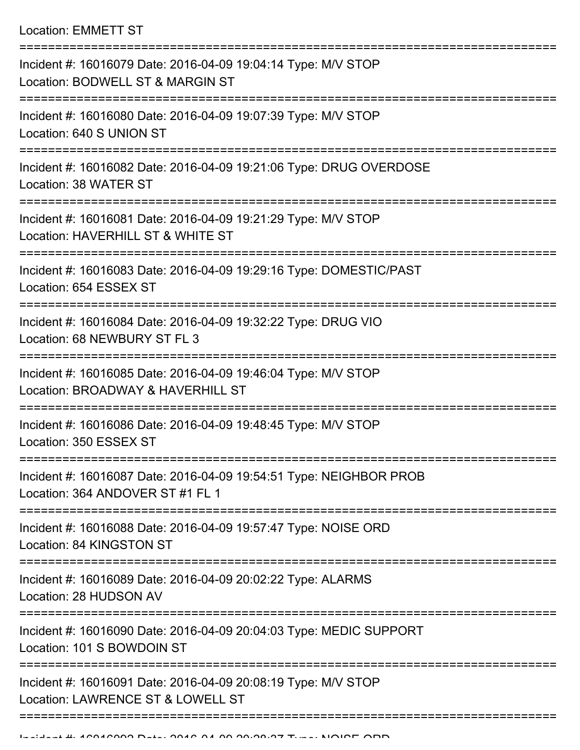Location: EMMETT ST

===========================================================================

Incident #: 16016079 Date: 2016-04-09 19:04:14 Type: M/V STOP
Location: BODWELL ST & MARGIN ST

===========================================================================

Incident #: 16016080 Date: 2016-04-09 19:07:39 Type: M/V STOP
Location: 640 S UNION ST

===========================================================================

Incident #: 16016082 Date: 2016-04-09 19:21:06 Type: DRUG OVERDOSE
Location: 38 WATER ST

===========================================================================

Incident #: 16016081 Date: 2016-04-09 19:21:29 Type: M/V STOP
Location: HAVERHILL ST & WHITE ST

===========================================================================

Incident #: 16016083 Date: 2016-04-09 19:29:16 Type: DOMESTIC/PAST
Location: 654 ESSEX ST

===========================================================================

Incident #: 16016084 Date: 2016-04-09 19:32:22 Type: DRUG VIO
Location: 68 NEWBURY ST FL 3

===========================================================================

Incident #: 16016085 Date: 2016-04-09 19:46:04 Type: M/V STOP
Location: BROADWAY & HAVERHILL ST

===========================================================================

Incident #: 16016086 Date: 2016-04-09 19:48:45 Type: M/V STOP
Location: 350 ESSEX ST

===========================================================================

Incident #: 16016087 Date: 2016-04-09 19:54:51 Type: NEIGHBOR PROB
Location: 364 ANDOVER ST #1 FL 1

===========================================================================

Incident #: 16016088 Date: 2016-04-09 19:57:47 Type: NOISE ORD
Location: 84 KINGSTON ST

===========================================================================

Incident #: 16016089 Date: 2016-04-09 20:02:22 Type: ALARMS
Location: 28 HUDSON AV

===========================================================================

Incident #: 16016090 Date: 2016-04-09 20:04:03 Type: MEDIC SUPPORT
Location: 101 S BOWDOIN ST

===========================================================================

Incident #: 16016091 Date: 2016-04-09 20:08:19 Type: M/V STOP
Location: LAWRENCE ST & LOWELL ST

===========================================================================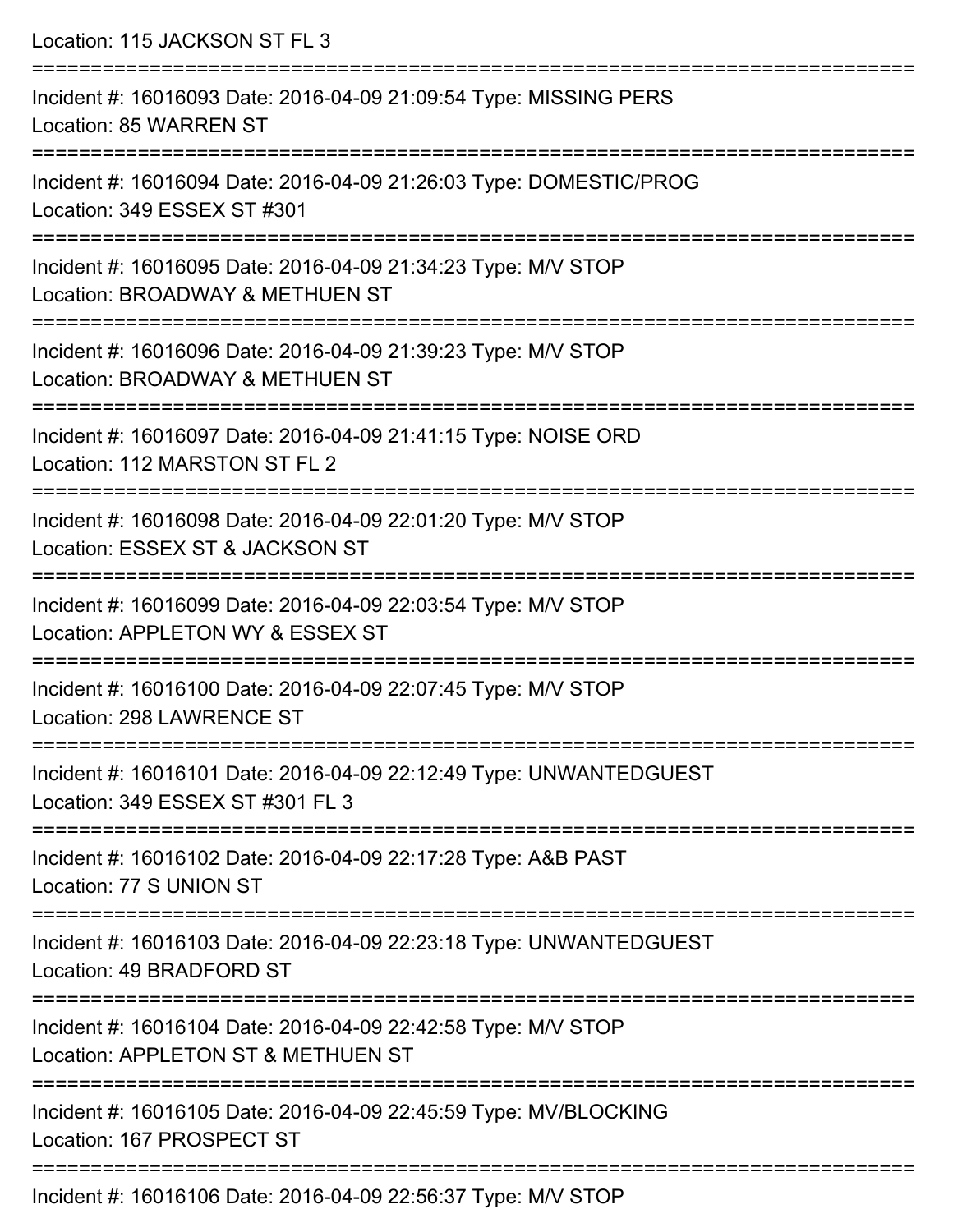Location: 115 JACKSON ST FL 3

===========================================================================

Incident #: 16016093 Date: 2016-04-09 21:09:54 Type: MISSING PERS
Location: 85 WARREN ST

===========================================================================

Incident #: 16016094 Date: 2016-04-09 21:26:03 Type: DOMESTIC/PROG
Location: 349 ESSEX ST #301

===========================================================================

Incident #: 16016095 Date: 2016-04-09 21:34:23 Type: M/V STOP
Location: BROADWAY & METHUEN ST

===========================================================================

Incident #: 16016096 Date: 2016-04-09 21:39:23 Type: M/V STOP
Location: BROADWAY & METHUEN ST

===========================================================================

Incident #: 16016097 Date: 2016-04-09 21:41:15 Type: NOISE ORD
Location: 112 MARSTON ST FL 2

===========================================================================

Incident #: 16016098 Date: 2016-04-09 22:01:20 Type: M/V STOP
Location: ESSEX ST & JACKSON ST

===========================================================================

Incident #: 16016099 Date: 2016-04-09 22:03:54 Type: M/V STOP
Location: APPLETON WY & ESSEX ST

===========================================================================

Incident #: 16016100 Date: 2016-04-09 22:07:45 Type: M/V STOP
Location: 298 LAWRENCE ST

===========================================================================

Incident #: 16016101 Date: 2016-04-09 22:12:49 Type: UNWANTEDGUEST
Location: 349 ESSEX ST #301 FL 3

===========================================================================

Incident #: 16016102 Date: 2016-04-09 22:17:28 Type: A&B PAST
Location: 77 S UNION ST

===========================================================================

Incident #: 16016103 Date: 2016-04-09 22:23:18 Type: UNWANTEDGUEST
Location: 49 BRADFORD ST

===========================================================================

Incident #: 16016104 Date: 2016-04-09 22:42:58 Type: M/V STOP
Location: APPLETON ST & METHUEN ST

===========================================================================

Incident #: 16016105 Date: 2016-04-09 22:45:59 Type: MV/BLOCKING
Location: 167 PROSPECT ST

===========================================================================

Incident #: 16016106 Date: 2016-04-09 22:56:37 Type: M/V STOP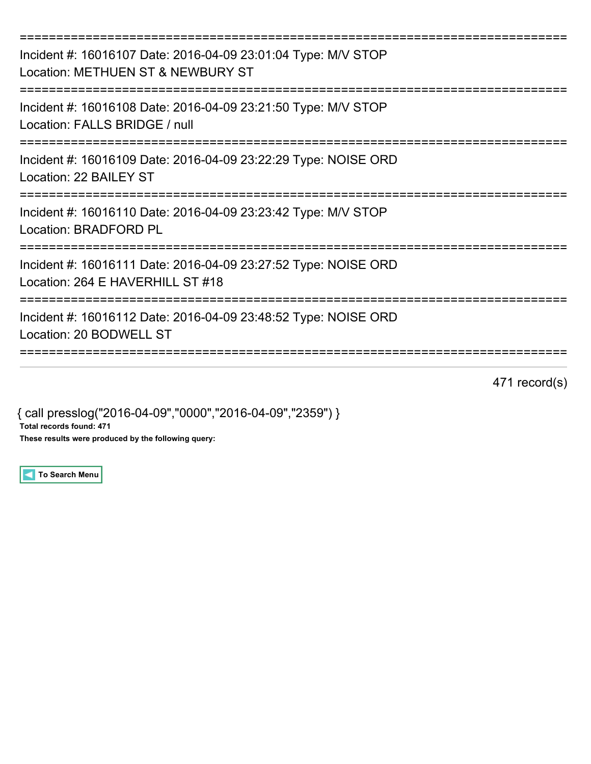===========================================================================

Incident #: 16016107 Date: 2016-04-09 23:01:04 Type: M/V STOP
Location: METHUEN ST & NEWBURY ST

===========================================================================

Incident #: 16016108 Date: 2016-04-09 23:21:50 Type: M/V STOP
Location: FALLS BRIDGE / null

===========================================================================

Incident #: 16016109 Date: 2016-04-09 23:22:29 Type: NOISE ORD
Location: 22 BAILEY ST

===========================================================================

Incident #: 16016110 Date: 2016-04-09 23:23:42 Type: M/V STOP
Location: BRADFORD PL

===========================================================================

Incident #: 16016111 Date: 2016-04-09 23:27:52 Type: NOISE ORD
Location: 264 E HAVERHILL ST #18

===========================================================================

Incident #: 16016112 Date: 2016-04-09 23:48:52 Type: NOISE ORD
Location: 20 BODWELL ST

===========================================================================

471 record(s)

{ call presslog("2016-04-09","0000","2016-04-09","2359") }

**Total records found: 471**

**These results were produced by the following query:**

To Search Menu